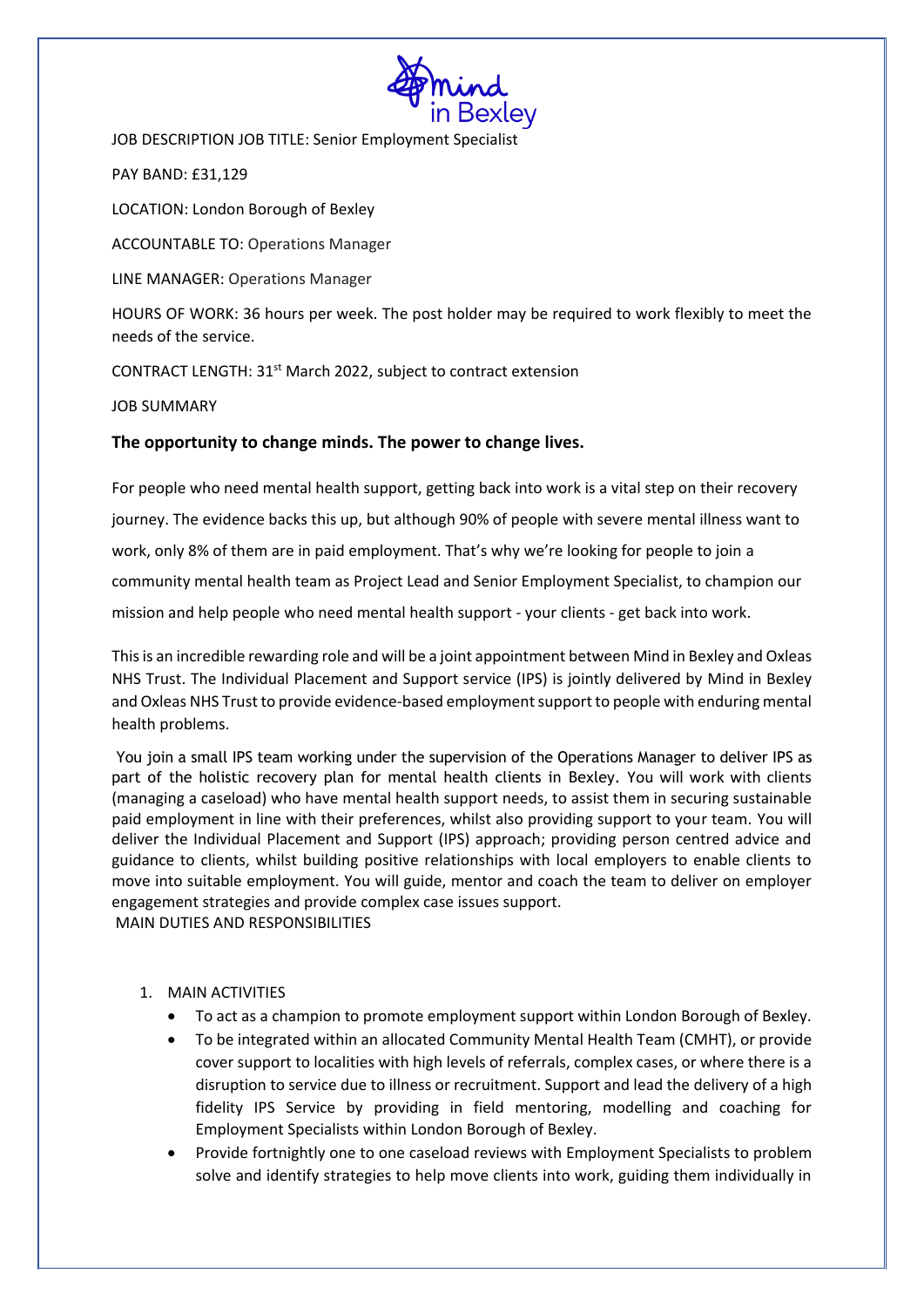JOB DESCRIPTION JOB TITLE: Senior Employment Specialist

PAY BAND: £31,129

LOCATION: London Borough of Bexley

ACCOUNTABLE TO: Operations Manager

LINE MANAGER: Operations Manager

HOURS OF WORK: 36 hours per week. The post holder may be required to work flexibly to meet the needs of the service.

CONTRACT LENGTH: 31st March 2022, subject to contract extension

JOB SUMMARY

**The opportunity to change minds. The power to change lives.**

For people who need mental health support, getting back into work is a vital step on their recovery journey. The evidence backs this up, but although 90% of people with severe mental illness want to work, only 8% of them are in paid employment. That's why we're looking for people to join a community mental health team as Project Lead and Senior Employment Specialist, to champion our mission and help people who need mental health support - your clients - get back into work.

This is an incredible rewarding role and will be a joint appointment between Mind in Bexley and Oxleas NHS Trust. The Individual Placement and Support service (IPS) is jointly delivered by Mind in Bexley and Oxleas NHS Trust to provide evidence-based employment support to people with enduring mental health problems.

You join a small IPS team working under the supervision of the Operations Manager to deliver IPS as part of the holistic recovery plan for mental health clients in Bexley. You will work with clients (managing a caseload) who have mental health support needs, to assist them in securing sustainable paid employment in line with their preferences, whilst also providing support to your team. You will deliver the Individual Placement and Support (IPS) approach; providing person centred advice and guidance to clients, whilst building positive relationships with local employers to enable clients to move into suitable employment. You will guide, mentor and coach the team to deliver on employer engagement strategies and provide complex case issues support.

MAIN DUTIES AND RESPONSIBILITIES

1. MAIN ACTIVITIES
   - To act as a champion to promote employment support within London Borough of Bexley.
   - To be integrated within an allocated Community Mental Health Team (CMHT), or provide cover support to localities with high levels of referrals, complex cases, or where there is a disruption to service due to illness or recruitment. Support and lead the delivery of a high fidelity IPS Service by providing in field mentoring, modelling and coaching for Employment Specialists within London Borough of Bexley.
   - Provide fortnightly one to one caseload reviews with Employment Specialists to problem solve and identify strategies to help move clients into work, guiding them individually in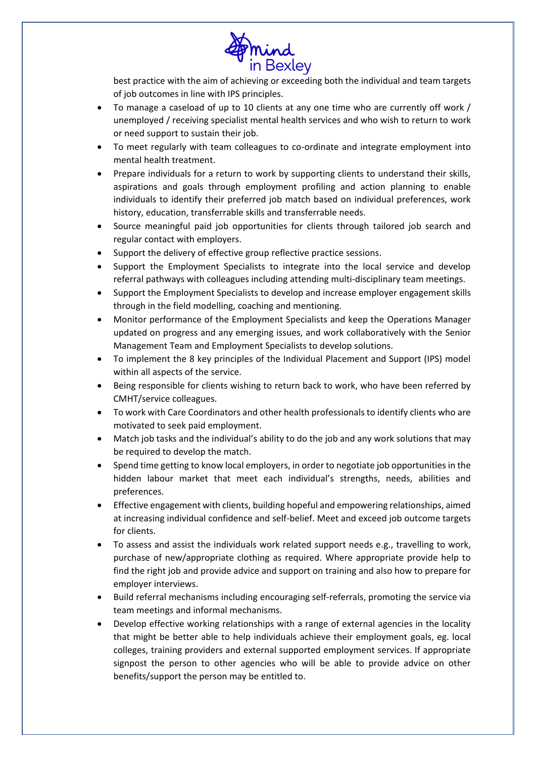best practice with the aim of achieving or exceeding both the individual and team targets of job outcomes in line with IPS principles.

- To manage a caseload of up to 10 clients at any one time who are currently off work / unemployed / receiving specialist mental health services and who wish to return to work or need support to sustain their job.
- To meet regularly with team colleagues to co-ordinate and integrate employment into mental health treatment.
- Prepare individuals for a return to work by supporting clients to understand their skills, aspirations and goals through employment profiling and action planning to enable individuals to identify their preferred job match based on individual preferences, work history, education, transferrable skills and transferrable needs.
- Source meaningful paid job opportunities for clients through tailored job search and regular contact with employers.
- Support the delivery of effective group reflective practice sessions.
- Support the Employment Specialists to integrate into the local service and develop referral pathways with colleagues including attending multi-disciplinary team meetings.
- Support the Employment Specialists to develop and increase employer engagement skills through in the field modelling, coaching and mentioning.
- Monitor performance of the Employment Specialists and keep the Operations Manager updated on progress and any emerging issues, and work collaboratively with the Senior Management Team and Employment Specialists to develop solutions.
- To implement the 8 key principles of the Individual Placement and Support (IPS) model within all aspects of the service.
- Being responsible for clients wishing to return back to work, who have been referred by CMHT/service colleagues.
- To work with Care Coordinators and other health professionals to identify clients who are motivated to seek paid employment.
- Match job tasks and the individual's ability to do the job and any work solutions that may be required to develop the match.
- Spend time getting to know local employers, in order to negotiate job opportunities in the hidden labour market that meet each individual's strengths, needs, abilities and preferences.
- Effective engagement with clients, building hopeful and empowering relationships, aimed at increasing individual confidence and self-belief. Meet and exceed job outcome targets for clients.
- To assess and assist the individuals work related support needs e.g., travelling to work, purchase of new/appropriate clothing as required. Where appropriate provide help to find the right job and provide advice and support on training and also how to prepare for employer interviews.
- Build referral mechanisms including encouraging self-referrals, promoting the service via team meetings and informal mechanisms.
- Develop effective working relationships with a range of external agencies in the locality that might be better able to help individuals achieve their employment goals, eg. local colleges, training providers and external supported employment services. If appropriate signpost the person to other agencies who will be able to provide advice on other benefits/support the person may be entitled to.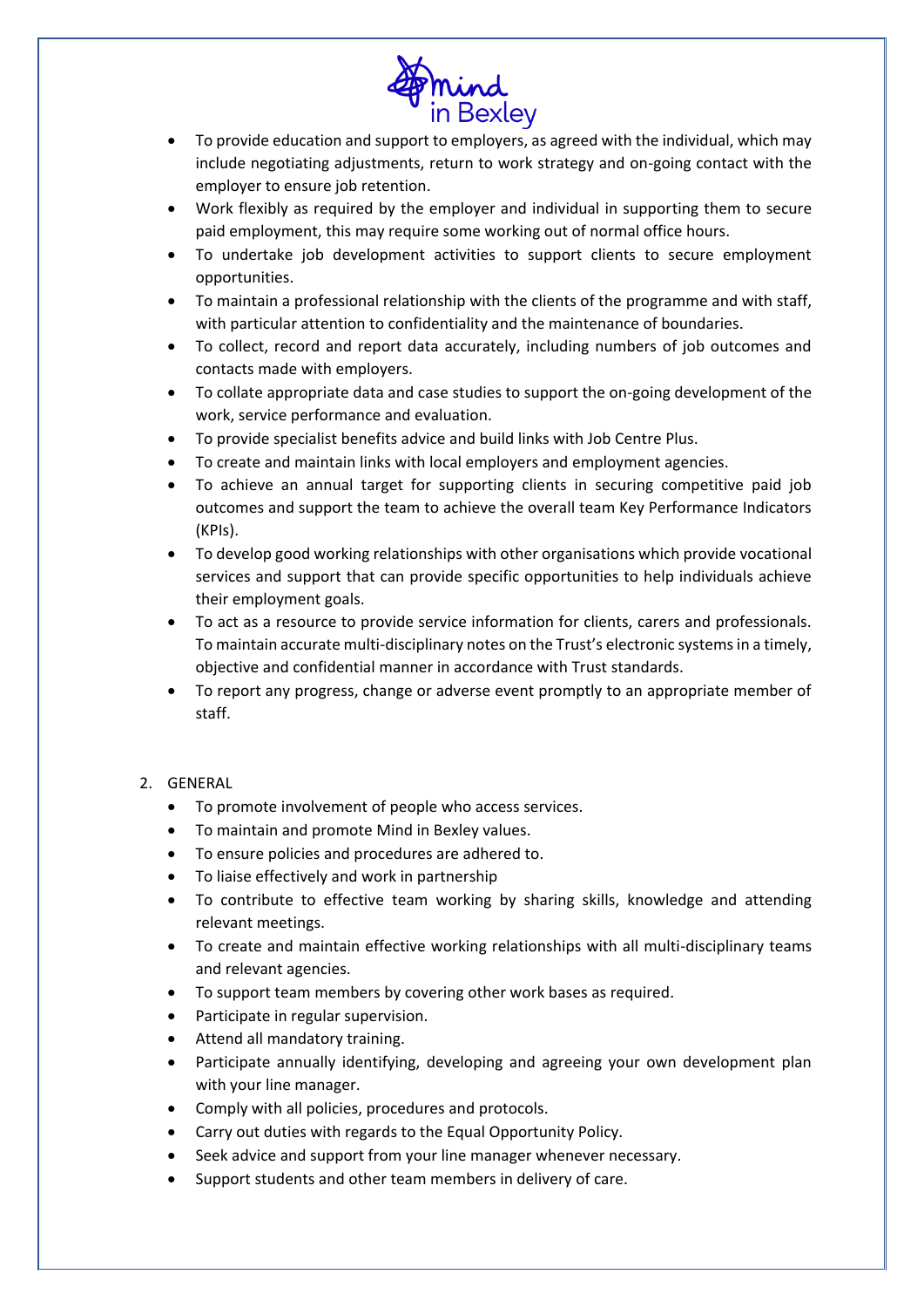- To provide education and support to employers, as agreed with the individual, which may include negotiating adjustments, return to work strategy and on-going contact with the employer to ensure job retention.
- Work flexibly as required by the employer and individual in supporting them to secure paid employment, this may require some working out of normal office hours.
- To undertake job development activities to support clients to secure employment opportunities.
- To maintain a professional relationship with the clients of the programme and with staff, with particular attention to confidentiality and the maintenance of boundaries.
- To collect, record and report data accurately, including numbers of job outcomes and contacts made with employers.
- To collate appropriate data and case studies to support the on-going development of the work, service performance and evaluation.
- To provide specialist benefits advice and build links with Job Centre Plus.
- To create and maintain links with local employers and employment agencies.
- To achieve an annual target for supporting clients in securing competitive paid job outcomes and support the team to achieve the overall team Key Performance Indicators (KPIs).
- To develop good working relationships with other organisations which provide vocational services and support that can provide specific opportunities to help individuals achieve their employment goals.
- To act as a resource to provide service information for clients, carers and professionals. To maintain accurate multi-disciplinary notes on the Trust's electronic systems in a timely, objective and confidential manner in accordance with Trust standards.
- To report any progress, change or adverse event promptly to an appropriate member of staff.

2. GENERAL
   - To promote involvement of people who access services.
   - To maintain and promote Mind in Bexley values.
   - To ensure policies and procedures are adhered to.
   - To liaise effectively and work in partnership
   - To contribute to effective team working by sharing skills, knowledge and attending relevant meetings.
   - To create and maintain effective working relationships with all multi-disciplinary teams and relevant agencies.
   - To support team members by covering other work bases as required.
   - Participate in regular supervision.
   - Attend all mandatory training.
   - Participate annually identifying, developing and agreeing your own development plan with your line manager.
   - Comply with all policies, procedures and protocols.
   - Carry out duties with regards to the Equal Opportunity Policy.
   - Seek advice and support from your line manager whenever necessary.
   - Support students and other team members in delivery of care.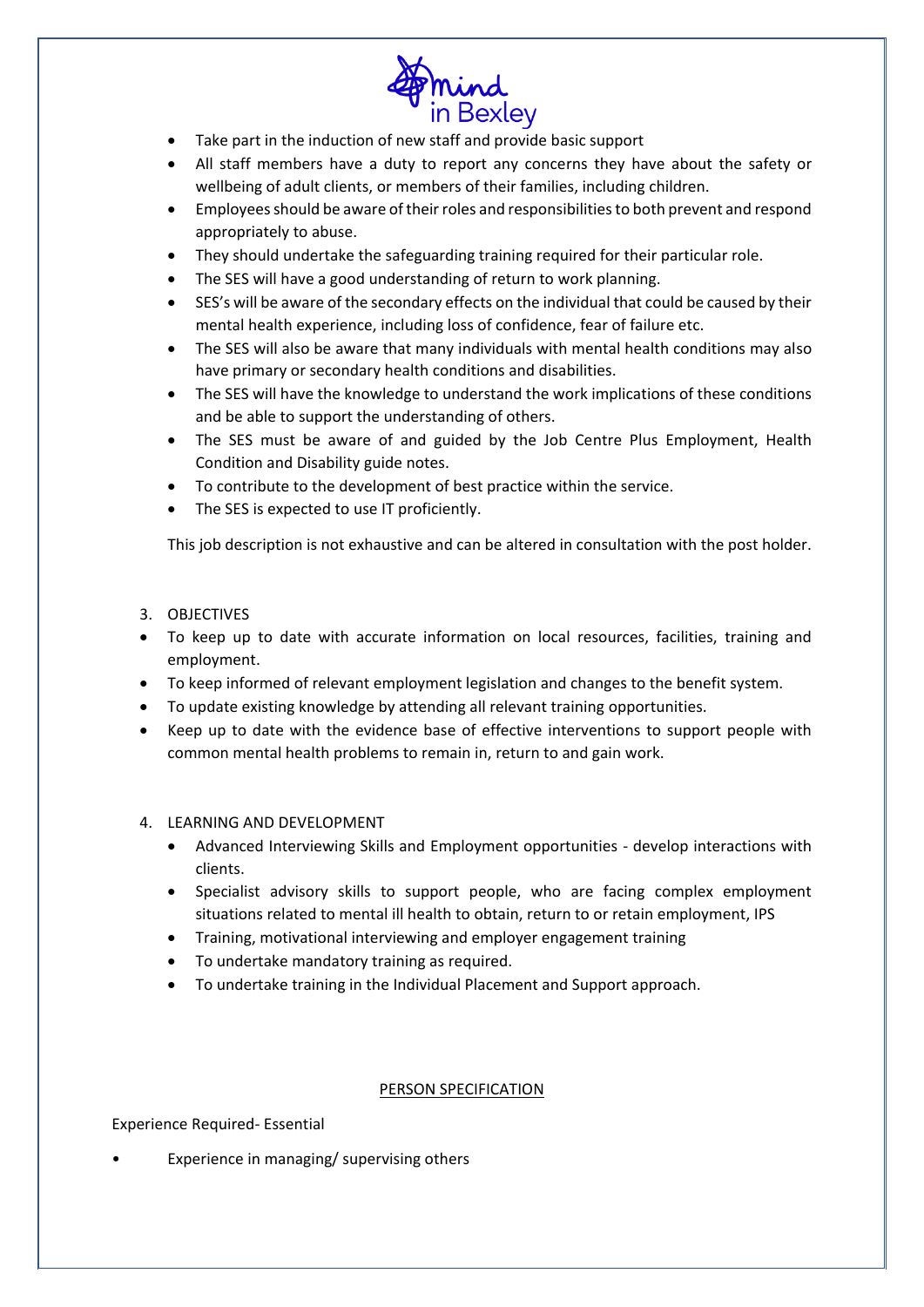- Take part in the induction of new staff and provide basic support
- All staff members have a duty to report any concerns they have about the safety or wellbeing of adult clients, or members of their families, including children.
- Employees should be aware of their roles and responsibilities to both prevent and respond appropriately to abuse.
- They should undertake the safeguarding training required for their particular role.
- The SES will have a good understanding of return to work planning.
- SES's will be aware of the secondary effects on the individual that could be caused by their mental health experience, including loss of confidence, fear of failure etc.
- The SES will also be aware that many individuals with mental health conditions may also have primary or secondary health conditions and disabilities.
- The SES will have the knowledge to understand the work implications of these conditions and be able to support the understanding of others.
- The SES must be aware of and guided by the Job Centre Plus Employment, Health Condition and Disability guide notes.
- To contribute to the development of best practice within the service.
- The SES is expected to use IT proficiently.

This job description is not exhaustive and can be altered in consultation with the post holder.

3. OBJECTIVES

- To keep up to date with accurate information on local resources, facilities, training and employment.
- To keep informed of relevant employment legislation and changes to the benefit system.
- To update existing knowledge by attending all relevant training opportunities.
- Keep up to date with the evidence base of effective interventions to support people with common mental health problems to remain in, return to and gain work.

4. LEARNING AND DEVELOPMENT

- Advanced Interviewing Skills and Employment opportunities - develop interactions with clients.
- Specialist advisory skills to support people, who are facing complex employment situations related to mental ill health to obtain, return to or retain employment, IPS
- Training, motivational interviewing and employer engagement training
- To undertake mandatory training as required.
- To undertake training in the Individual Placement and Support approach.

## PERSON SPECIFICATION

Experience Required- Essential

- Experience in managing/ supervising others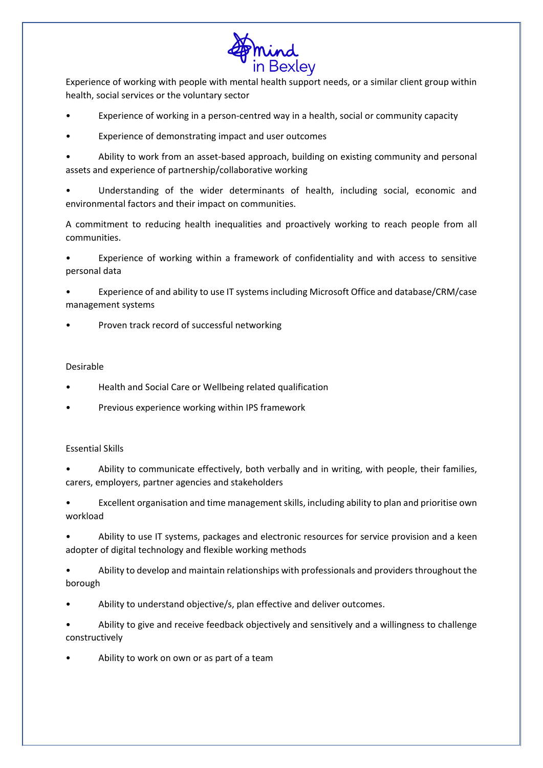Experience of working with people with mental health support needs, or a similar client group within health, social services or the voluntary sector

- Experience of working in a person-centred way in a health, social or community capacity
- Experience of demonstrating impact and user outcomes
- Ability to work from an asset-based approach, building on existing community and personal assets and experience of partnership/collaborative working
- Understanding of the wider determinants of health, including social, economic and environmental factors and their impact on communities.

A commitment to reducing health inequalities and proactively working to reach people from all communities.

- Experience of working within a framework of confidentiality and with access to sensitive personal data
- Experience of and ability to use IT systems including Microsoft Office and database/CRM/case management systems
- Proven track record of successful networking

Desirable

- Health and Social Care or Wellbeing related qualification
- Previous experience working within IPS framework

Essential Skills

- Ability to communicate effectively, both verbally and in writing, with people, their families, carers, employers, partner agencies and stakeholders
- Excellent organisation and time management skills, including ability to plan and prioritise own workload
- Ability to use IT systems, packages and electronic resources for service provision and a keen adopter of digital technology and flexible working methods
- Ability to develop and maintain relationships with professionals and providers throughout the borough
- Ability to understand objective/s, plan effective and deliver outcomes.
- Ability to give and receive feedback objectively and sensitively and a willingness to challenge constructively
- Ability to work on own or as part of a team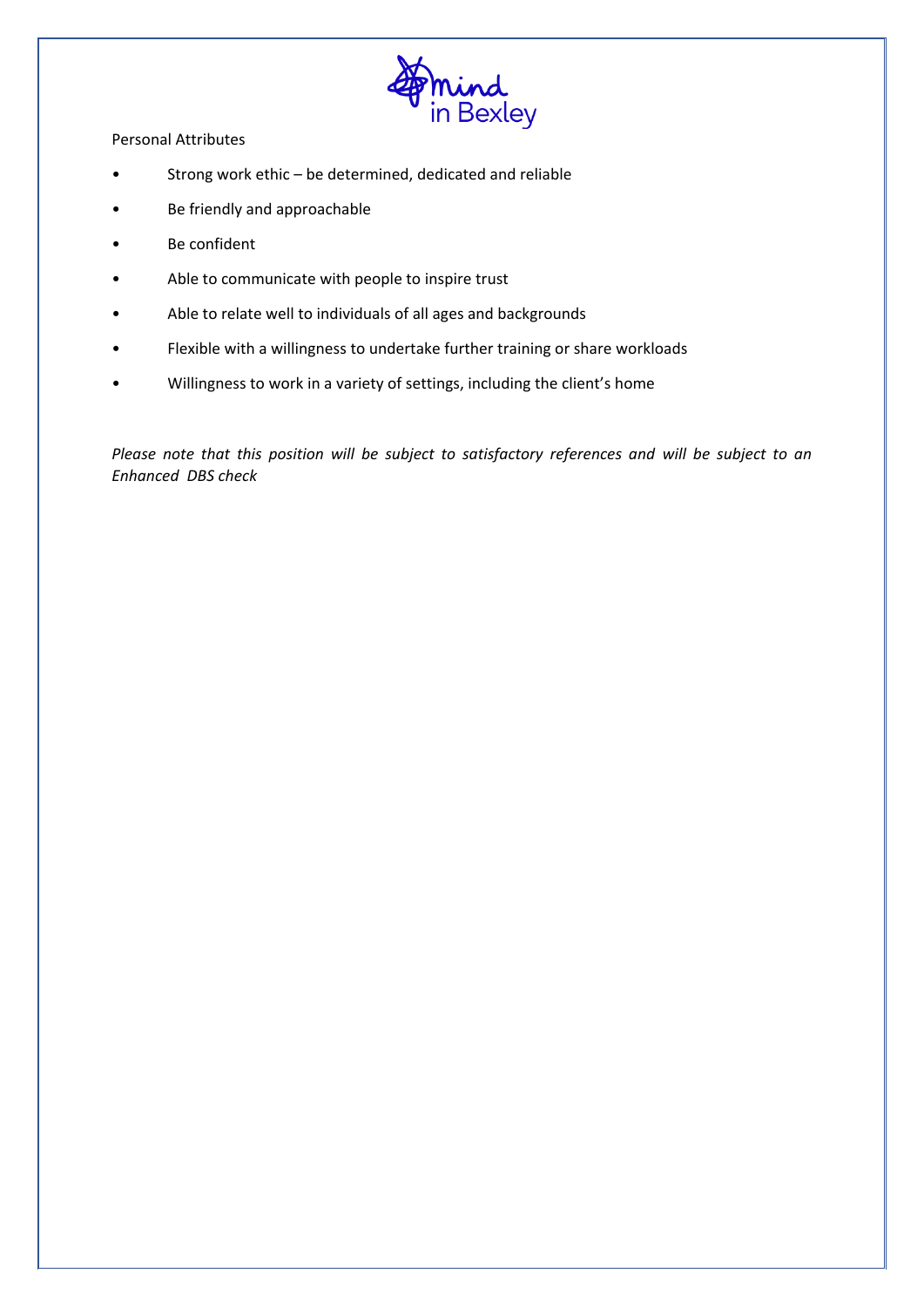Personal Attributes

- Strong work ethic – be determined, dedicated and reliable
- Be friendly and approachable
- Be confident
- Able to communicate with people to inspire trust
- Able to relate well to individuals of all ages and backgrounds
- Flexible with a willingness to undertake further training or share workloads
- Willingness to work in a variety of settings, including the client's home

*Please note that this position will be subject to satisfactory references and will be subject to an Enhanced DBS check*